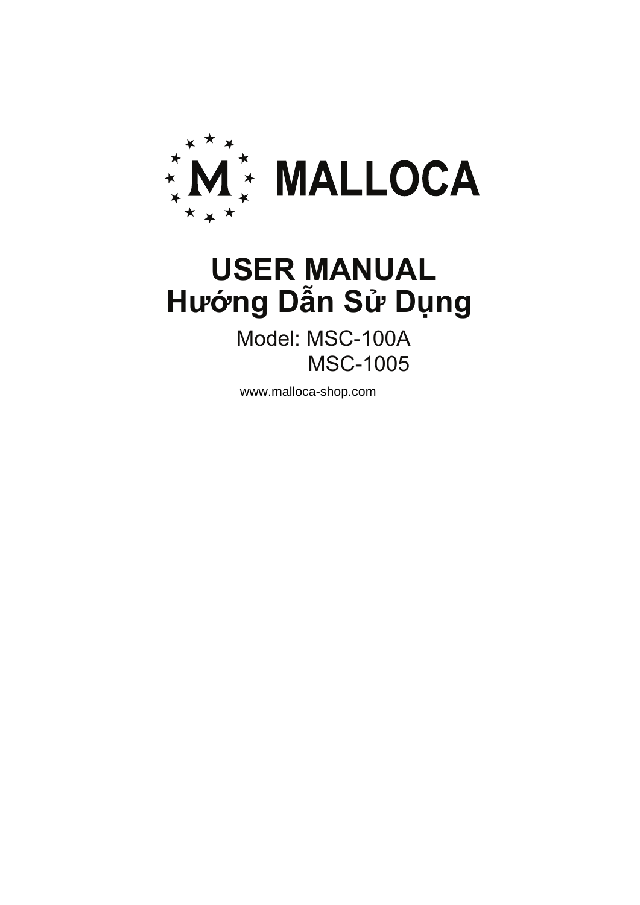# MALLOCA

# USER MANUAL
# Hướng Dẫn Sử Dụng

Model: MSC-100A
MSC-1005

www.malloca-shop.com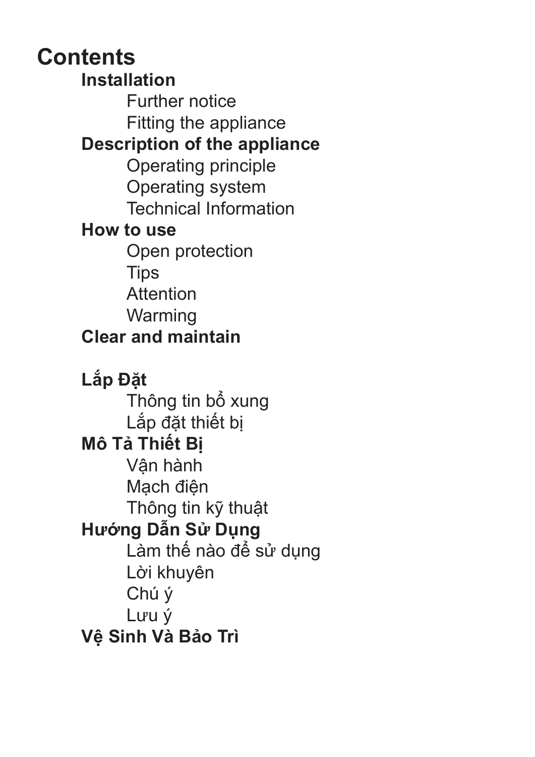# Contents

## Installation

- Further notice
- Fitting the appliance

## Description of the appliance

- Operating principle
- Operating system
- Technical Information

## How to use

- Open protection
- Tips
- Attention
- Warming

## Clear and maintain

## Lắp Đặt

- Thông tin bổ xung
- Lắp đặt thiết bị

## Mô Tả Thiết Bị

- Vận hành
- Mạch điện
- Thông tin kỹ thuật

## Hướng Dẫn Sử Dụng

- Làm thế nào để sử dụng
- Lời khuyên
- Chú ý
- Lưu ý

## Vệ Sinh Và Bảo Trì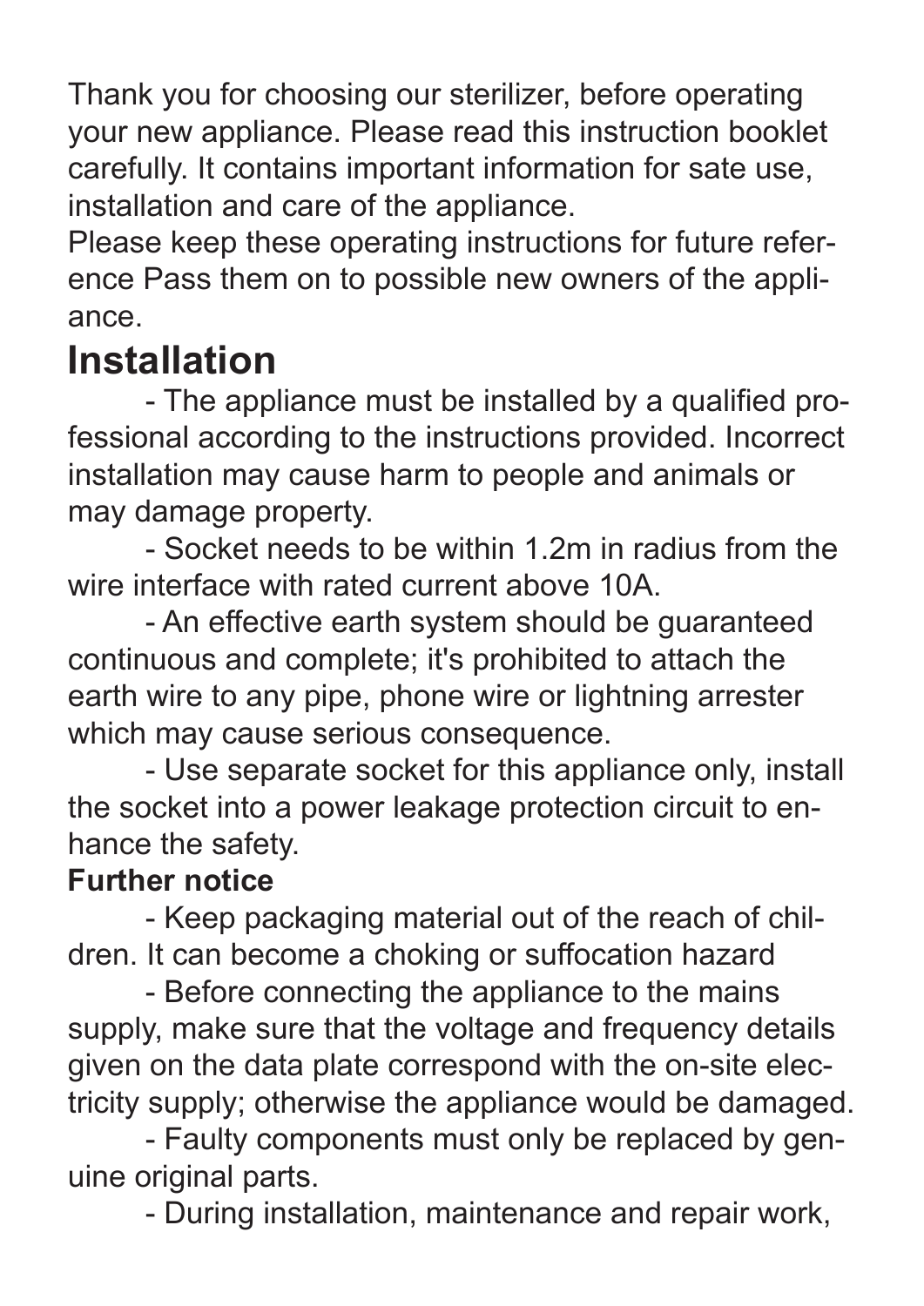Thank you for choosing our sterilizer, before operating your new appliance. Please read this instruction booklet carefully. It contains important information for sate use, installation and care of the appliance.

Please keep these operating instructions for future reference Pass them on to possible new owners of the appliance.

# Installation

- The appliance must be installed by a qualified professional according to the instructions provided. Incorrect installation may cause harm to people and animals or may damage property.
- Socket needs to be within 1.2m in radius from the wire interface with rated current above 10A.
- An effective earth system should be guaranteed continuous and complete; it's prohibited to attach the earth wire to any pipe, phone wire or lightning arrester which may cause serious consequence.
- Use separate socket for this appliance only, install the socket into a power leakage protection circuit to enhance the safety.

**Further notice**

- Keep packaging material out of the reach of children. It can become a choking or suffocation hazard
- Before connecting the appliance to the mains supply, make sure that the voltage and frequency details given on the data plate correspond with the on-site electricity supply; otherwise the appliance would be damaged.
- Faulty components must only be replaced by genuine original parts.
- During installation, maintenance and repair work,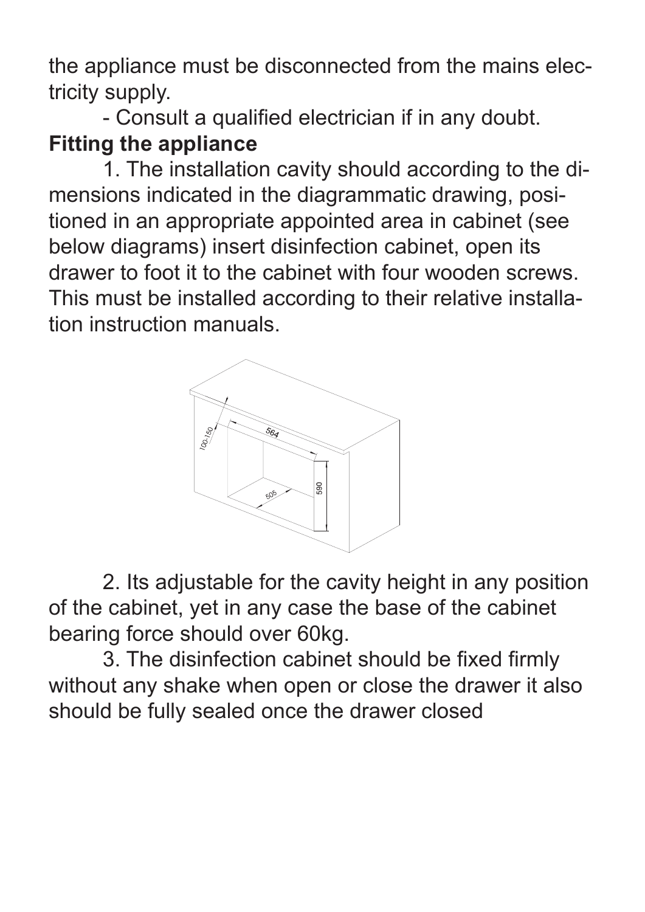the appliance must be disconnected from the mains electricity supply.

- Consult a qualified electrician if in any doubt.

**Fitting the appliance**

1. The installation cavity should according to the dimensions indicated in the diagrammatic drawing, positioned in an appropriate appointed area in cabinet (see below diagrams) insert disinfection cabinet, open its drawer to foot it to the cabinet with four wooden screws. This must be installed according to their relative installation instruction manuals.

2. Its adjustable for the cavity height in any position of the cabinet, yet in any case the base of the cabinet bearing force should over 60kg.

3. The disinfection cabinet should be fixed firmly without any shake when open or close the drawer it also should be fully sealed once the drawer closed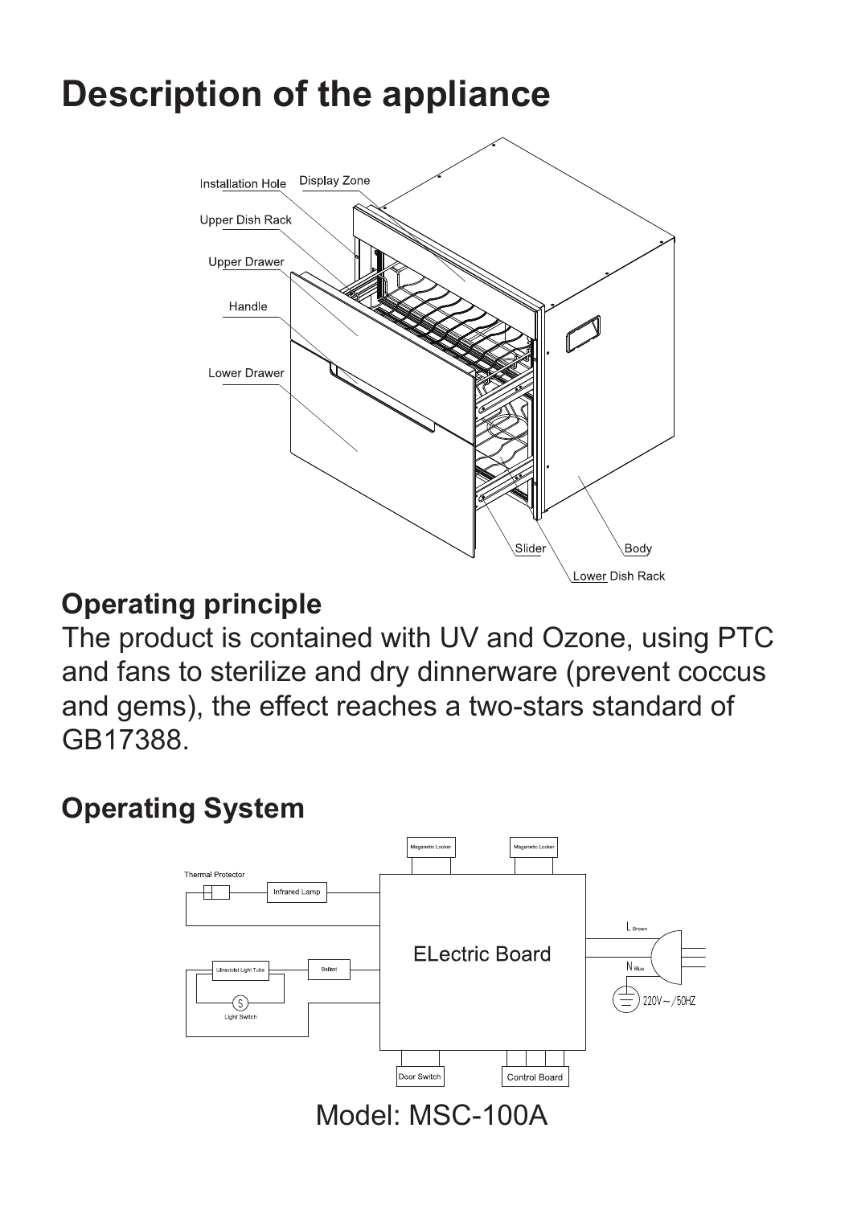# Description of the appliance

Installation Hole
Display Zone
Upper Dish Rack
Upper Drawer
Handle
Lower Drawer
Slider
Body
Lower Dish Rack

## Operating principle

The product is contained with UV and Ozone, using PTC and fans to sterilize and dry dinnerware (prevent coccus and gems), the effect reaches a two-stars standard of GB17388.

## Operating System

Maganetic Locker
Maganetic Locker
Thermal Protector
Infrared Lamp
ELectric Board
L Brown
N Blue
220V~/50HZ
Ultraviolet Light Tube
Ballast
Light Switch
Door Switch
Control Board

Model: MSC-100A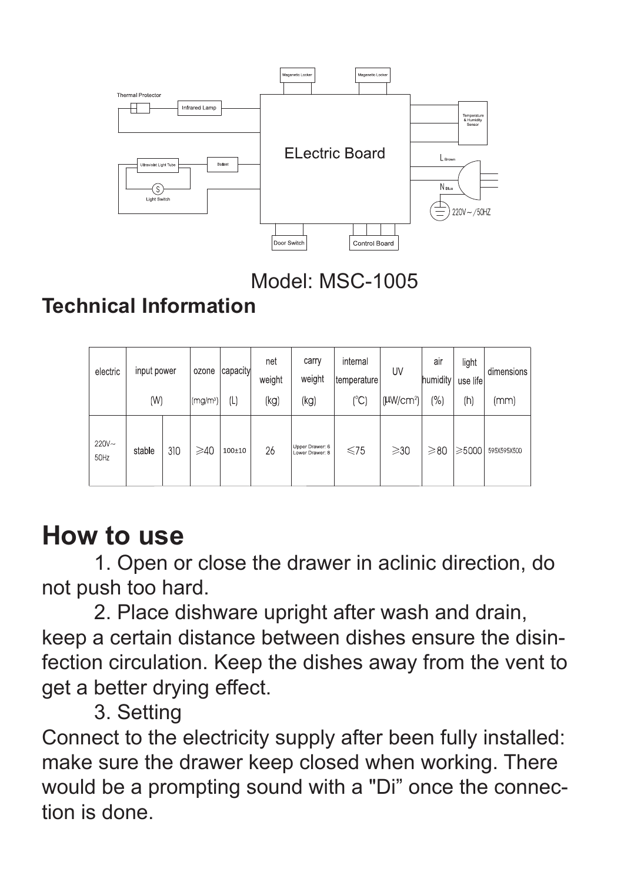Model: MSC-1005

## Technical Information

| electric | input power (W) | | ozone (mg/m³) | capacity (L) | net weight (kg) | carry weight (kg) | internal temperature (℃) | UV (μW/cm²) | air humidity (%) | light use life (h) | dimensions (mm) |
|---|---|---|---|---|---|---|---|---|---|---|---|
| 220V~ 50Hz | stable | 310 | ⩾40 | 100±10 | 26 | Upper Drawer: 6 Lower Drawer: 8 | ⩽75 | ⩾30 | ⩾80 | ⩾5000 | 595X595X500 |

# How to use

1. Open or close the drawer in aclinic direction, do not push too hard.

2. Place dishware upright after wash and drain, keep a certain distance between dishes ensure the disinfection circulation. Keep the dishes away from the vent to get a better drying effect.

3. Setting

Connect to the electricity supply after been fully installed: make sure the drawer keep closed when working. There would be a prompting sound with a "Di" once the connection is done.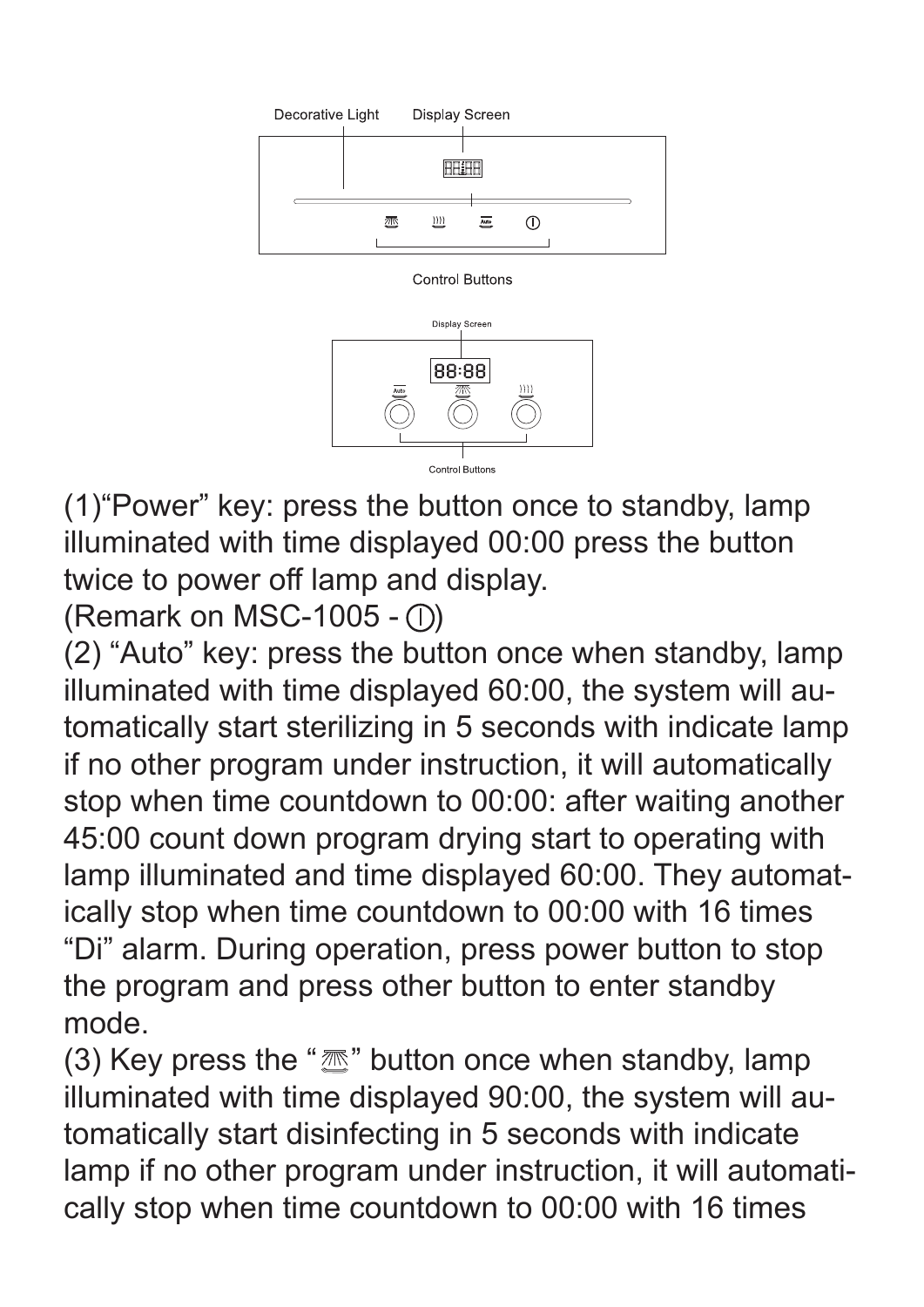Decorative Light    Display Screen

Control Buttons

Display Screen

Control Buttons

(1)“Power” key: press the button once to standby, lamp illuminated with time displayed 00:00 press the button twice to power off lamp and display.
(Remark on MSC-1005 - ⓘ)
(2) “Auto” key: press the button once when standby, lamp illuminated with time displayed 60:00, the system will automatically start sterilizing in 5 seconds with indicate lamp if no other program under instruction, it will automatically stop when time countdown to 00:00: after waiting another 45:00 count down program drying start to operating with lamp illuminated and time displayed 60:00. They automatically stop when time countdown to 00:00 with 16 times “Di” alarm. During operation, press power button to stop the program and press other button to enter standby mode.
(3) Key press the “ ” button once when standby, lamp illuminated with time displayed 90:00, the system will automatically start disinfecting in 5 seconds with indicate lamp if no other program under instruction, it will automatically stop when time countdown to 00:00 with 16 times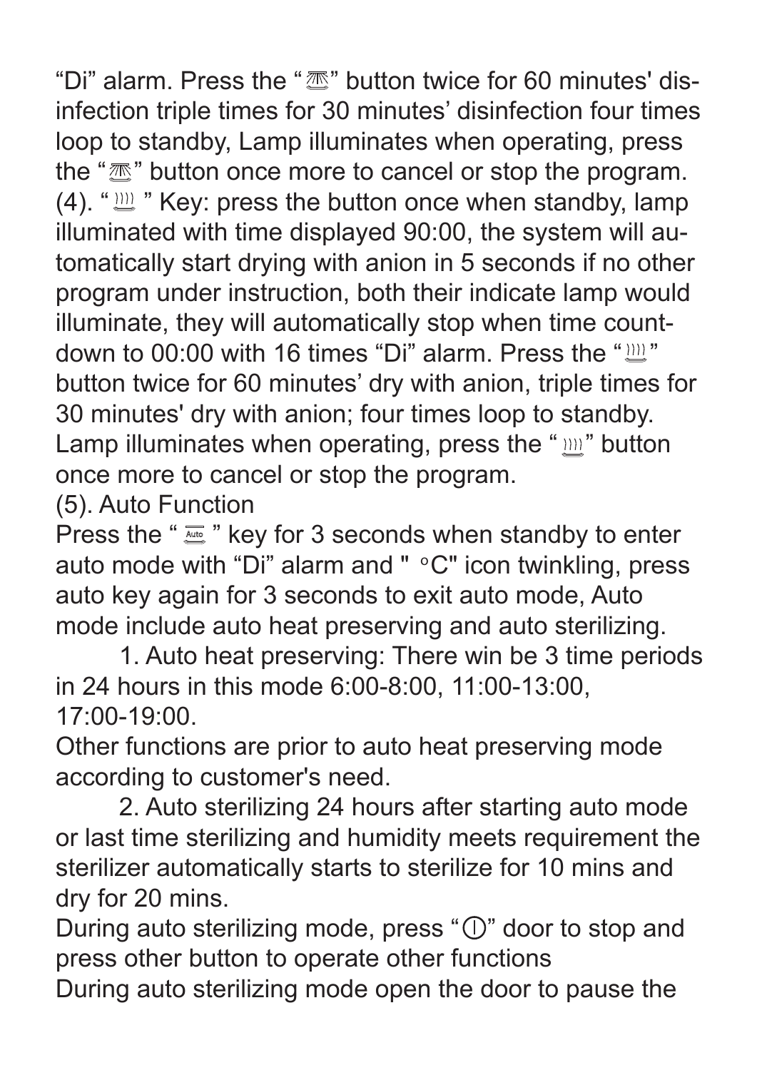"Di" alarm. Press the "" button twice for 60 minutes' disinfection triple times for 30 minutes' disinfection four times loop to standby, Lamp illuminates when operating, press the "" button once more to cancel or stop the program.

(4). "" Key: press the button once when standby, lamp illuminated with time displayed 90:00, the system will automatically start drying with anion in 5 seconds if no other program under instruction, both their indicate lamp would illuminate, they will automatically stop when time countdown to 00:00 with 16 times "Di" alarm. Press the "" button twice for 60 minutes' dry with anion, triple times for 30 minutes' dry with anion; four times loop to standby. Lamp illuminates when operating, press the "" button once more to cancel or stop the program.

(5). Auto Function

Press the "Auto" key for 3 seconds when standby to enter auto mode with "Di" alarm and " °C" icon twinkling, press auto key again for 3 seconds to exit auto mode, Auto mode include auto heat preserving and auto sterilizing.

1. Auto heat preserving: There win be 3 time periods in 24 hours in this mode 6:00-8:00, 11:00-13:00, 17:00-19:00.

Other functions are prior to auto heat preserving mode according to customer's need.

2. Auto sterilizing 24 hours after starting auto mode or last time sterilizing and humidity meets requirement the sterilizer automatically starts to sterilize for 10 mins and dry for 20 mins.

During auto sterilizing mode, press "⏻" door to stop and press other button to operate other functions

During auto sterilizing mode open the door to pause the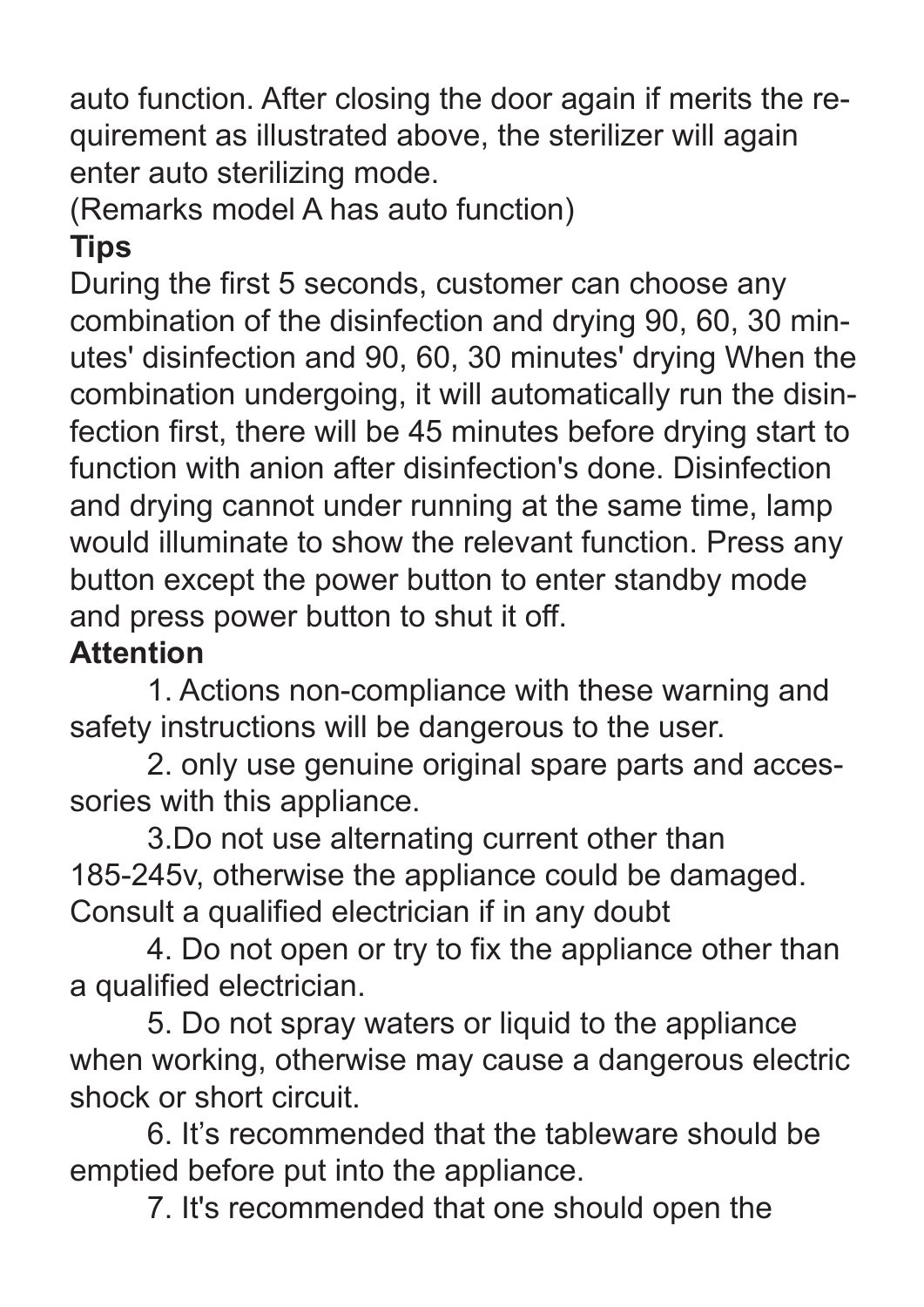auto function. After closing the door again if merits the requirement as illustrated above, the sterilizer will again enter auto sterilizing mode.

(Remarks model A has auto function)

**Tips**

During the first 5 seconds, customer can choose any combination of the disinfection and drying 90, 60, 30 minutes' disinfection and 90, 60, 30 minutes' drying When the combination undergoing, it will automatically run the disinfection first, there will be 45 minutes before drying start to function with anion after disinfection's done. Disinfection and drying cannot under running at the same time, lamp would illuminate to show the relevant function. Press any button except the power button to enter standby mode and press power button to shut it off.

**Attention**

1. Actions non-compliance with these warning and safety instructions will be dangerous to the user.
2. only use genuine original spare parts and accessories with this appliance.
3. Do not use alternating current other than 185-245v, otherwise the appliance could be damaged. Consult a qualified electrician if in any doubt
4. Do not open or try to fix the appliance other than a qualified electrician.
5. Do not spray waters or liquid to the appliance when working, otherwise may cause a dangerous electric shock or short circuit.
6. It's recommended that the tableware should be emptied before put into the appliance.
7. It's recommended that one should open the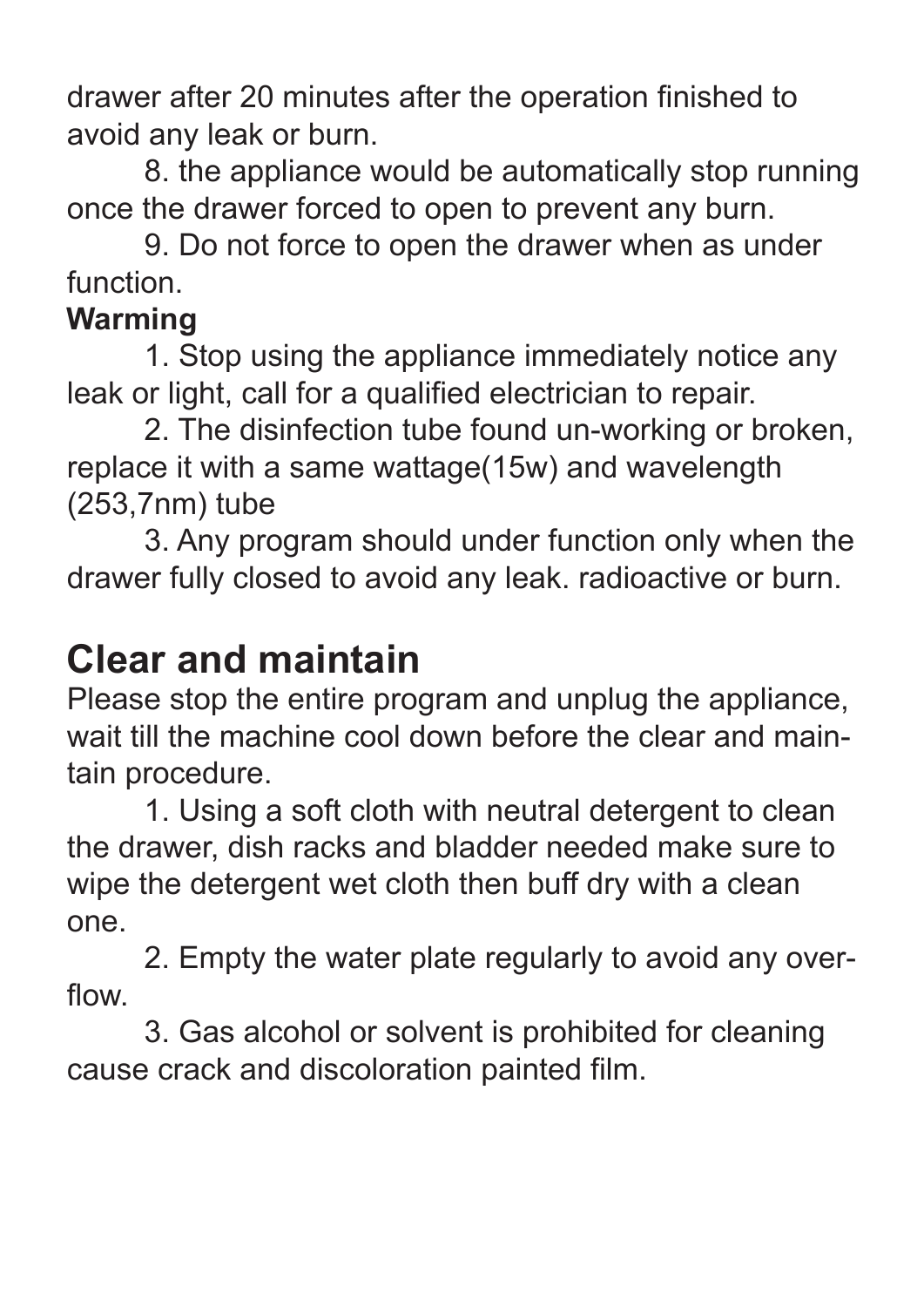drawer after 20 minutes after the operation finished to avoid any leak or burn.

8. the appliance would be automatically stop running once the drawer forced to open to prevent any burn.

9. Do not force to open the drawer when as under function.

**Warming**

1. Stop using the appliance immediately notice any leak or light, call for a qualified electrician to repair.

2. The disinfection tube found un-working or broken, replace it with a same wattage(15w) and wavelength (253,7nm) tube

3. Any program should under function only when the drawer fully closed to avoid any leak. radioactive or burn.

## Clear and maintain

Please stop the entire program and unplug the appliance, wait till the machine cool down before the clear and maintain procedure.

1. Using a soft cloth with neutral detergent to clean the drawer, dish racks and bladder needed make sure to wipe the detergent wet cloth then buff dry with a clean one.

2. Empty the water plate regularly to avoid any overflow.

3. Gas alcohol or solvent is prohibited for cleaning cause crack and discoloration painted film.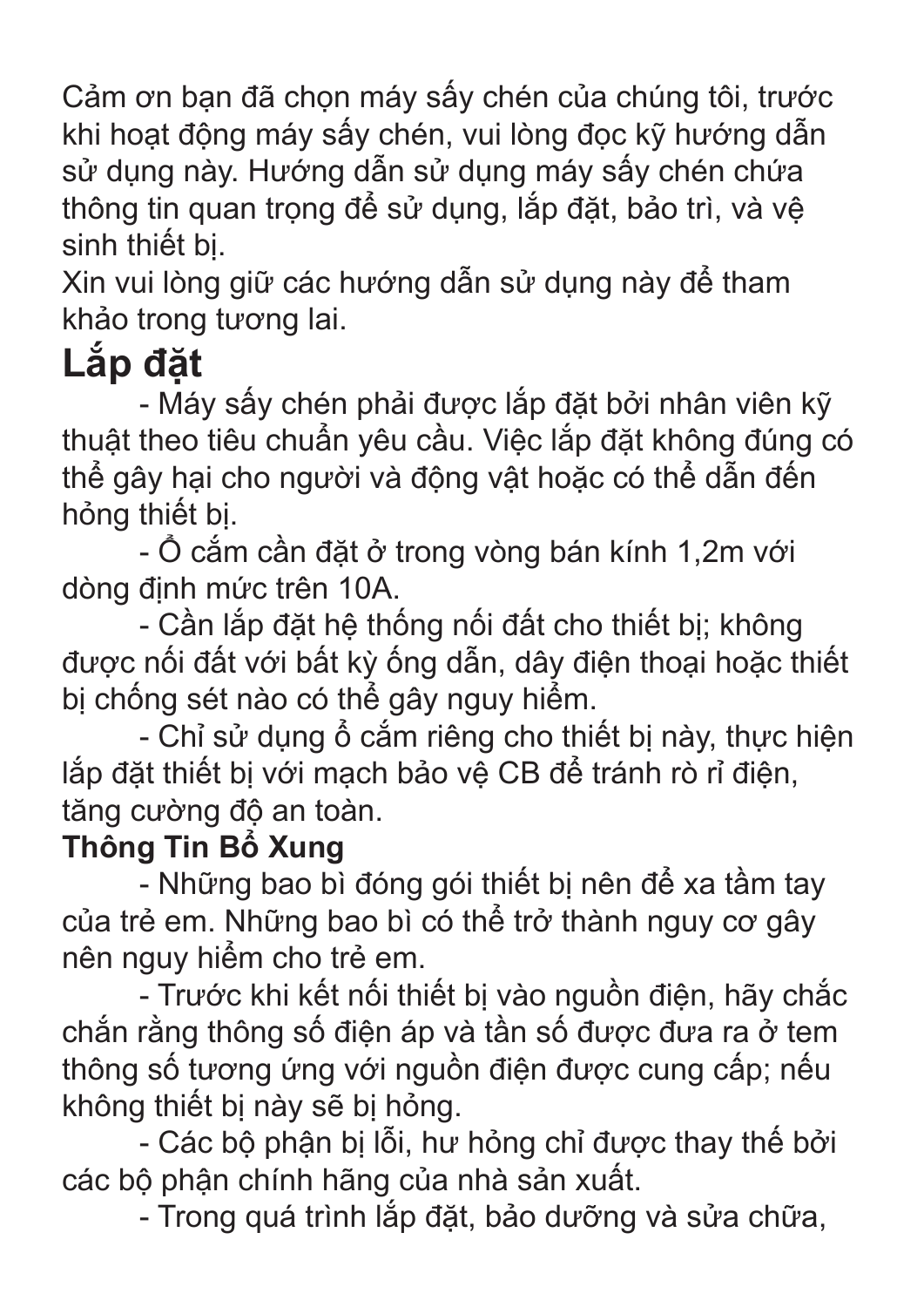Cảm ơn bạn đã chọn máy sấy chén của chúng tôi, trước khi hoạt động máy sấy chén, vui lòng đọc kỹ hướng dẫn sử dụng này. Hướng dẫn sử dụng máy sấy chén chứa thông tin quan trọng để sử dụng, lắp đặt, bảo trì, và vệ sinh thiết bị.

Xin vui lòng giữ các hướng dẫn sử dụng này để tham khảo trong tương lai.

## Lắp đặt

- Máy sấy chén phải được lắp đặt bởi nhân viên kỹ thuật theo tiêu chuẩn yêu cầu. Việc lắp đặt không đúng có thể gây hại cho người và động vật hoặc có thể dẫn đến hỏng thiết bị.
- Ổ cắm cần đặt ở trong vòng bán kính 1,2m với dòng định mức trên 10A.
- Cần lắp đặt hệ thống nối đất cho thiết bị; không được nối đất với bất kỳ ống dẫn, dây điện thoại hoặc thiết bị chống sét nào có thể gây nguy hiểm.
- Chỉ sử dụng ổ cắm riêng cho thiết bị này, thực hiện lắp đặt thiết bị với mạch bảo vệ CB để tránh rò rỉ điện, tăng cường độ an toàn.

**Thông Tin Bổ Xung**

- Những bao bì đóng gói thiết bị nên để xa tầm tay của trẻ em. Những bao bì có thể trở thành nguy cơ gây nên nguy hiểm cho trẻ em.
- Trước khi kết nối thiết bị vào nguồn điện, hãy chắc chắn rằng thông số điện áp và tần số được đưa ra ở tem thông số tương ứng với nguồn điện được cung cấp; nếu không thiết bị này sẽ bị hỏng.
- Các bộ phận bị lỗi, hư hỏng chỉ được thay thế bởi các bộ phận chính hãng của nhà sản xuất.
- Trong quá trình lắp đặt, bảo dưỡng và sửa chữa,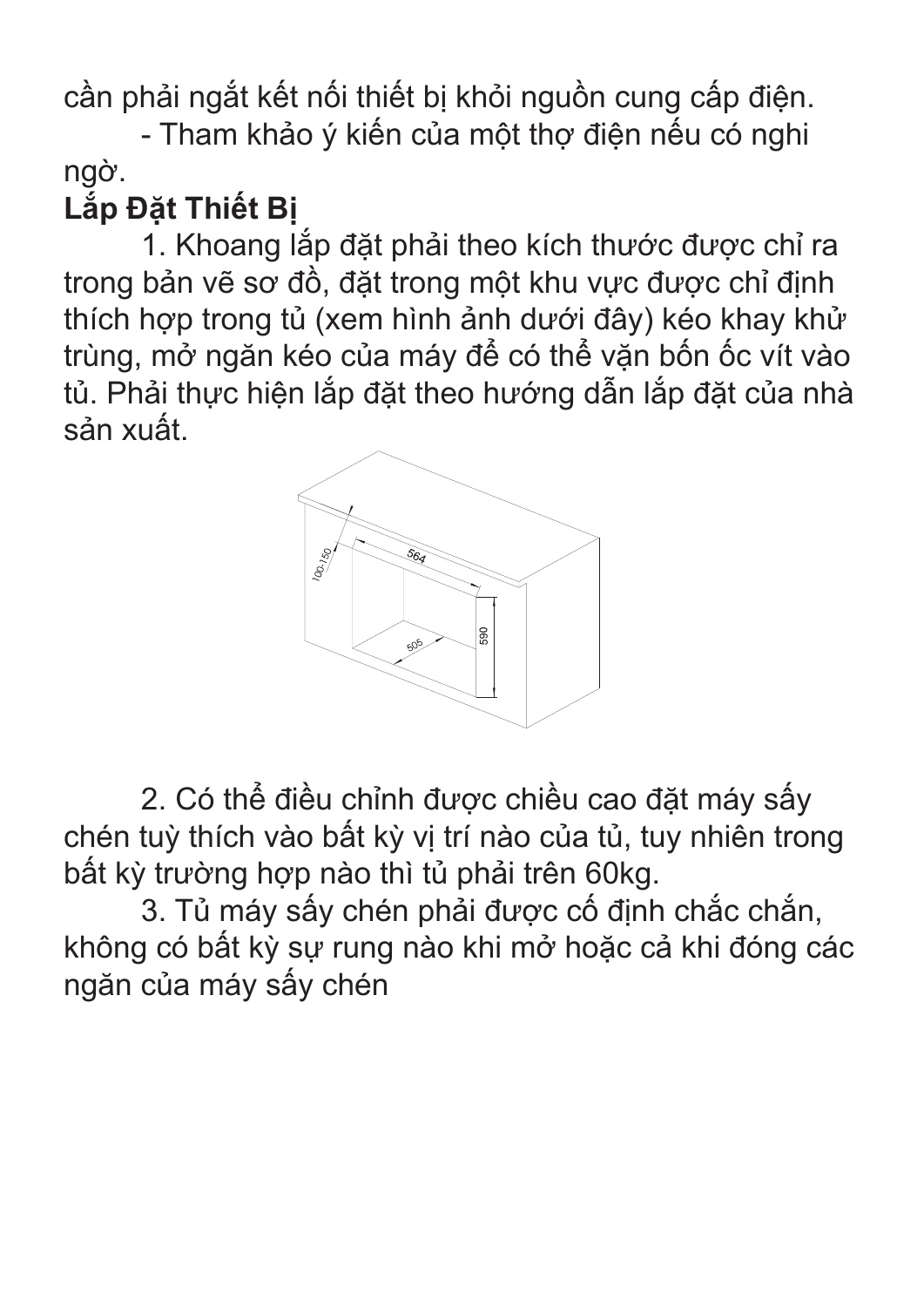cần phải ngắt kết nối thiết bị khỏi nguồn cung cấp điện.

- Tham khảo ý kiến của một thợ điện nếu có nghi ngờ.

**Lắp Đặt Thiết Bị**

1. Khoang lắp đặt phải theo kích thước được chỉ ra trong bản vẽ sơ đồ, đặt trong một khu vực được chỉ định thích hợp trong tủ (xem hình ảnh dưới đây) kéo khay khử trùng, mở ngăn kéo của máy để có thể vặn bốn ốc vít vào tủ. Phải thực hiện lắp đặt theo hướng dẫn lắp đặt của nhà sản xuất.

2. Có thể điều chỉnh được chiều cao đặt máy sấy chén tuỳ thích vào bất kỳ vị trí nào của tủ, tuy nhiên trong bất kỳ trường hợp nào thì tủ phải trên 60kg.

3. Tủ máy sấy chén phải được cố định chắc chắn, không có bất kỳ sự rung nào khi mở hoặc cả khi đóng các ngăn của máy sấy chén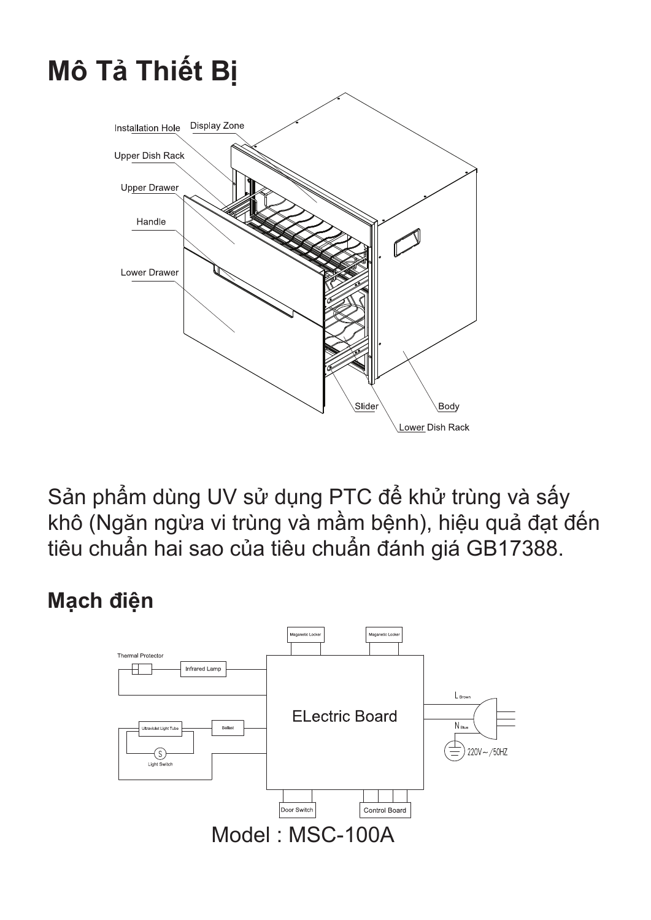# Mô Tả Thiết Bị

Installation Hole

Display Zone

Upper Dish Rack

Upper Drawer

Handle

Lower Drawer

Slider

Body

Lower Dish Rack

Sản phẩm dùng UV sử dụng PTC để khử trùng và sấy khô (Ngăn ngừa vi trùng và mầm bệnh), hiệu quả đạt đến tiêu chuẩn hai sao của tiêu chuẩn đánh giá GB17388.

## Mạch điện

Maganetic Locker

Maganetic Locker

Thermal Protector

Infrared Lamp

ELectric Board

L Brown

N Blue

220V~/50HZ

Ultraviolet Light Tube

Ballast

S

Light Switch

Door Switch

Control Board

Model : MSC-100A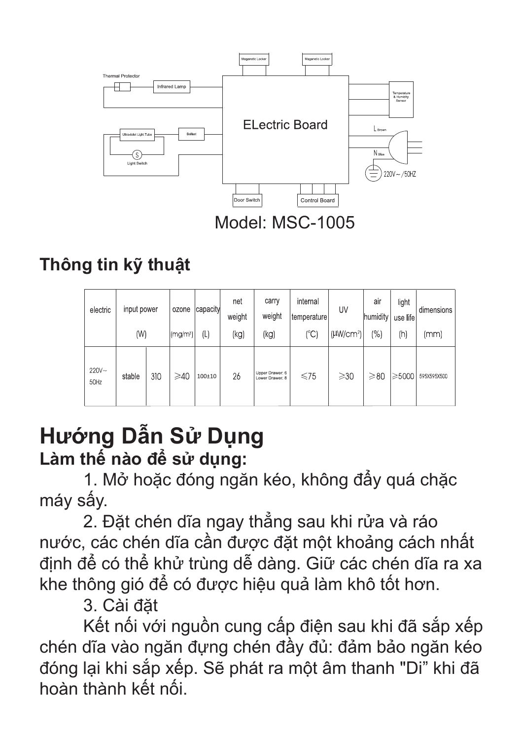Thermal Protector

Infrared Lamp

Maganetic Locker

Maganetic Locker

Temperature & Humidity Sensor

ELectric Board

Ultraviolet Light Tube

Ballast

Light Switch

L Brown

N Blue

220V～/50HZ

Door Switch

Control Board

Model: MSC-1005

## Thông tin kỹ thuật

| electric | input power (W) | | ozone (mg/m³) | capacity (L) | net weight (kg) | carry weight (kg) | internal temperature (℃) | UV (μW/cm²) | air humidity (%) | light use life (h) | dimensions (mm) |
|---|---|---|---|---|---|---|---|---|---|---|---|
| 220V~ 50Hz | stable | 310 | ≥40 | 100±10 | 26 | Upper Drawer: 6 Lower Drawer: 8 | ≤75 | ≥30 | ≥80 | ≥5000 | 595X595X500 |

# Hướng Dẫn Sử Dụng

**Làm thế nào để sử dụng:**

1. Mở hoặc đóng ngăn kéo, không đẩy quá chặc máy sấy.

2. Đặt chén dĩa ngay thẳng sau khi rửa và ráo nước, các chén dĩa cần được đặt một khoảng cách nhất định để có thể khử trùng dễ dàng. Giữ các chén dĩa ra xa khe thông gió để có được hiệu quả làm khô tốt hơn.

3. Cài đặt

Kết nối với nguồn cung cấp điện sau khi đã sắp xếp chén dĩa vào ngăn đựng chén đầy đủ: đảm bảo ngăn kéo đóng lại khi sắp xếp. Sẽ phát ra một âm thanh "Di” khi đã hoàn thành kết nối.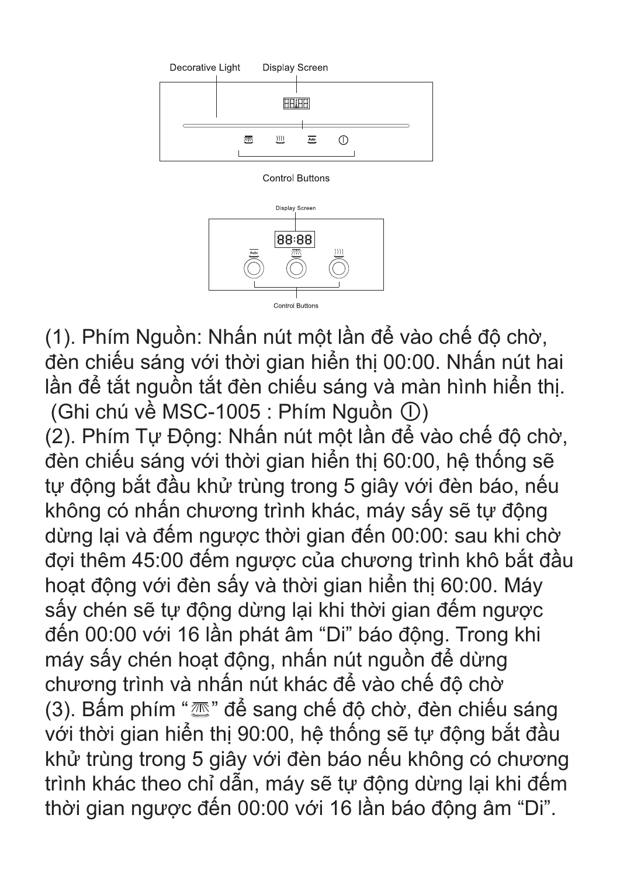Decorative Light Display Screen

Control Buttons

Display Screen

Control Buttons

(1). Phím Nguồn: Nhấn nút một lần để vào chế độ chờ, đèn chiếu sáng với thời gian hiển thị 00:00. Nhấn nút hai lần để tắt nguồn tắt đèn chiếu sáng và màn hình hiển thị.
(Ghi chú về MSC-1005 : Phím Nguồn ⏀)

(2). Phím Tự Động: Nhấn nút một lần để vào chế độ chờ, đèn chiếu sáng với thời gian hiển thị 60:00, hệ thống sẽ tự động bắt đầu khử trùng trong 5 giây với đèn báo, nếu không có nhấn chương trình khác, máy sấy sẽ tự động dừng lại và đếm ngược thời gian đến 00:00: sau khi chờ đợi thêm 45:00 đếm ngược của chương trình khô bắt đầu hoạt động với đèn sấy và thời gian hiển thị 60:00. Máy sấy chén sẽ tự động dừng lại khi thời gian đếm ngược đến 00:00 với 16 lần phát âm “Di” báo động. Trong khi máy sấy chén hoạt động, nhấn nút nguồn để dừng chương trình và nhấn nút khác để vào chế độ chờ

(3). Bấm phím “ ” để sang chế độ chờ, đèn chiếu sáng với thời gian hiển thị 90:00, hệ thống sẽ tự động bắt đầu khử trùng trong 5 giây với đèn báo nếu không có chương trình khác theo chỉ dẫn, máy sẽ tự động dừng lại khi đếm thời gian ngược đến 00:00 với 16 lần báo động âm “Di”.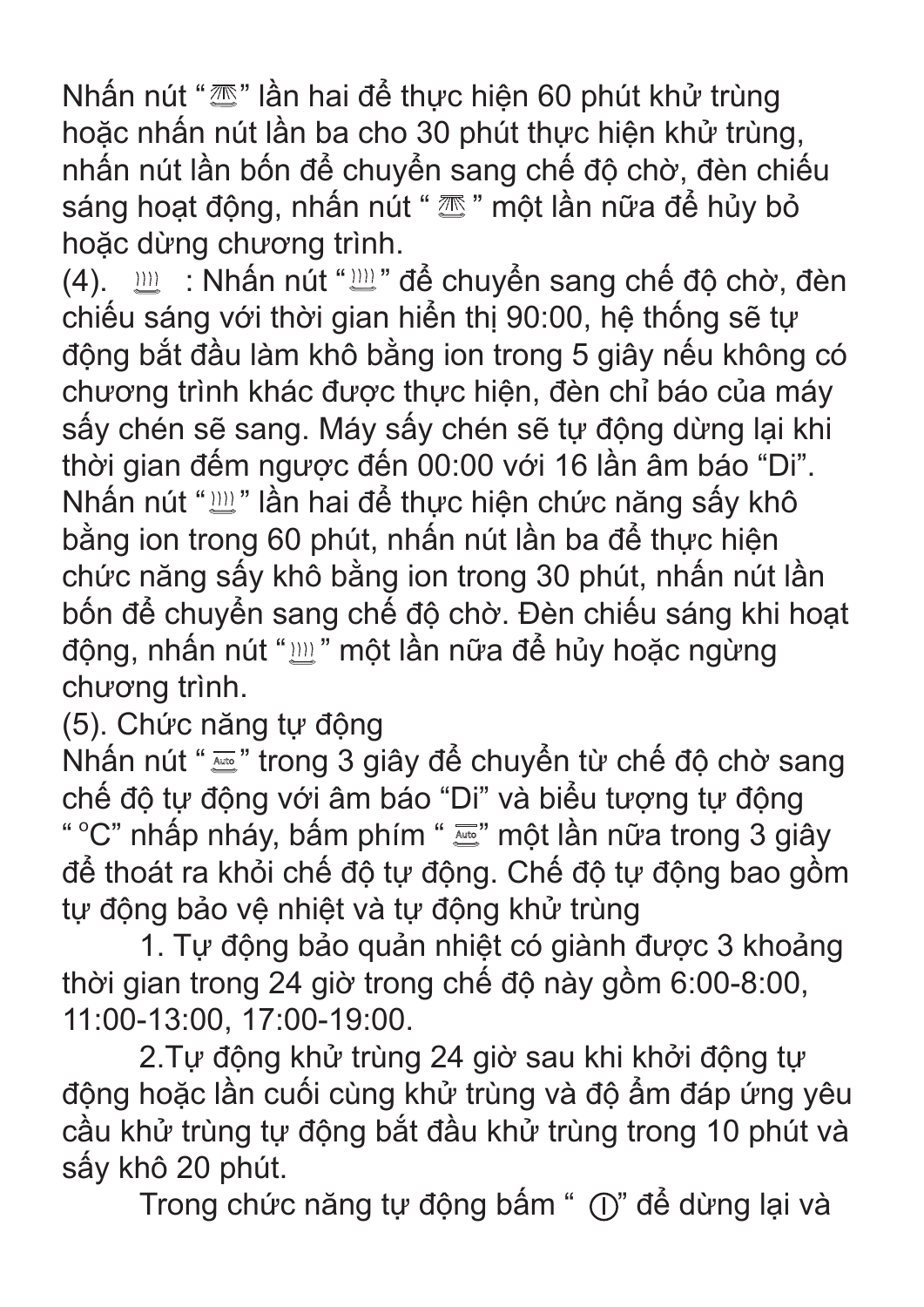Nhấn nút “ ” lần hai để thực hiện 60 phút khử trùng hoặc nhấn nút lần ba cho 30 phút thực hiện khử trùng, nhấn nút lần bốn để chuyển sang chế độ chờ, đèn chiếu sáng hoạt động, nhấn nút “ ” một lần nữa để hủy bỏ hoặc dừng chương trình.

(4). : Nhấn nút “ ” để chuyển sang chế độ chờ, đèn chiếu sáng với thời gian hiển thị 90:00, hệ thống sẽ tự động bắt đầu làm khô bằng ion trong 5 giây nếu không có chương trình khác được thực hiện, đèn chỉ báo của máy sấy chén sẽ sang. Máy sấy chén sẽ tự động dừng lại khi thời gian đếm ngược đến 00:00 với 16 lần âm báo “Di”. Nhấn nút “ ” lần hai để thực hiện chức năng sấy khô bằng ion trong 60 phút, nhấn nút lần ba để thực hiện chức năng sấy khô bằng ion trong 30 phút, nhấn nút lần bốn để chuyển sang chế độ chờ. Đèn chiếu sáng khi hoạt động, nhấn nút “ ” một lần nữa để hủy hoặc ngừng chương trình.

(5). Chức năng tự động

Nhấn nút “Auto” trong 3 giây để chuyển từ chế độ chờ sang chế độ tự động với âm báo “Di” và biểu tượng tự động “ °C” nhấp nháy, bấm phím “Auto” một lần nữa trong 3 giây để thoát ra khỏi chế độ tự động. Chế độ tự động bao gồm tự động bảo vệ nhiệt và tự động khử trùng

1. Tự động bảo quản nhiệt có giành được 3 khoảng thời gian trong 24 giờ trong chế độ này gồm 6:00-8:00, 11:00-13:00, 17:00-19:00.

2.Tự động khử trùng 24 giờ sau khi khởi động tự động hoặc lần cuối cùng khử trùng và độ ẩm đáp ứng yêu cầu khử trùng tự động bắt đầu khử trùng trong 10 phút và sấy khô 20 phút.

Trong chức năng tự động bấm “ ” để dừng lại và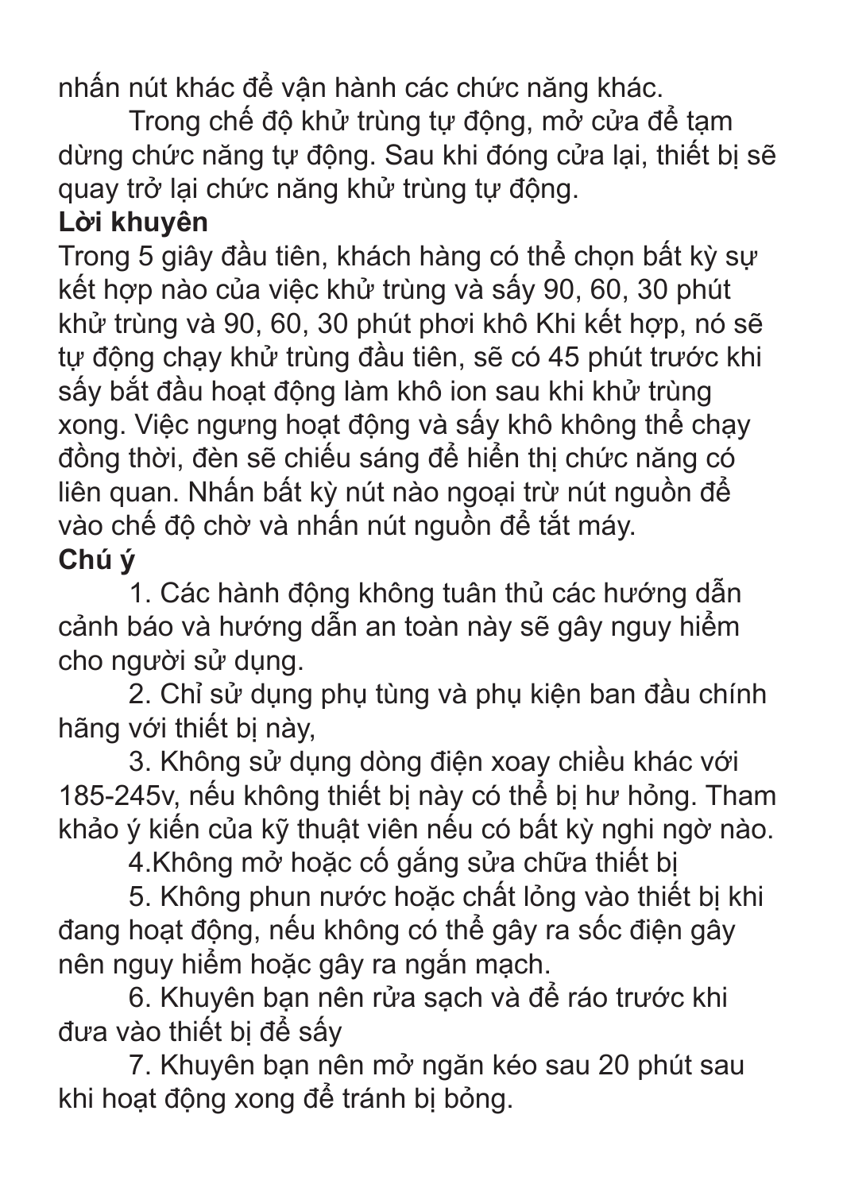nhấn nút khác để vận hành các chức năng khác.

Trong chế độ khử trùng tự động, mở cửa để tạm dừng chức năng tự động. Sau khi đóng cửa lại, thiết bị sẽ quay trở lại chức năng khử trùng tự động.

**Lời khuyên**

Trong 5 giây đầu tiên, khách hàng có thể chọn bất kỳ sự kết hợp nào của việc khử trùng và sấy 90, 60, 30 phút khử trùng và 90, 60, 30 phút phơi khô Khi kết hợp, nó sẽ tự động chạy khử trùng đầu tiên, sẽ có 45 phút trước khi sấy bắt đầu hoạt động làm khô ion sau khi khử trùng xong. Việc ngưng hoạt động và sấy khô không thể chạy đồng thời, đèn sẽ chiếu sáng để hiển thị chức năng có liên quan. Nhấn bất kỳ nút nào ngoại trừ nút nguồn để vào chế độ chờ và nhấn nút nguồn để tắt máy.

**Chú ý**

1. Các hành động không tuân thủ các hướng dẫn cảnh báo và hướng dẫn an toàn này sẽ gây nguy hiểm cho người sử dụng.

2. Chỉ sử dụng phụ tùng và phụ kiện ban đầu chính hãng với thiết bị này,

3. Không sử dụng dòng điện xoay chiều khác với 185-245v, nếu không thiết bị này có thể bị hư hỏng. Tham khảo ý kiến của kỹ thuật viên nếu có bất kỳ nghi ngờ nào.

4.Không mở hoặc cố gắng sửa chữa thiết bị

5. Không phun nước hoặc chất lỏng vào thiết bị khi đang hoạt động, nếu không có thể gây ra sốc điện gây nên nguy hiểm hoặc gây ra ngắn mạch.

6. Khuyên bạn nên rửa sạch và để ráo trước khi đưa vào thiết bị để sấy

7. Khuyên bạn nên mở ngăn kéo sau 20 phút sau khi hoạt động xong để tránh bị bỏng.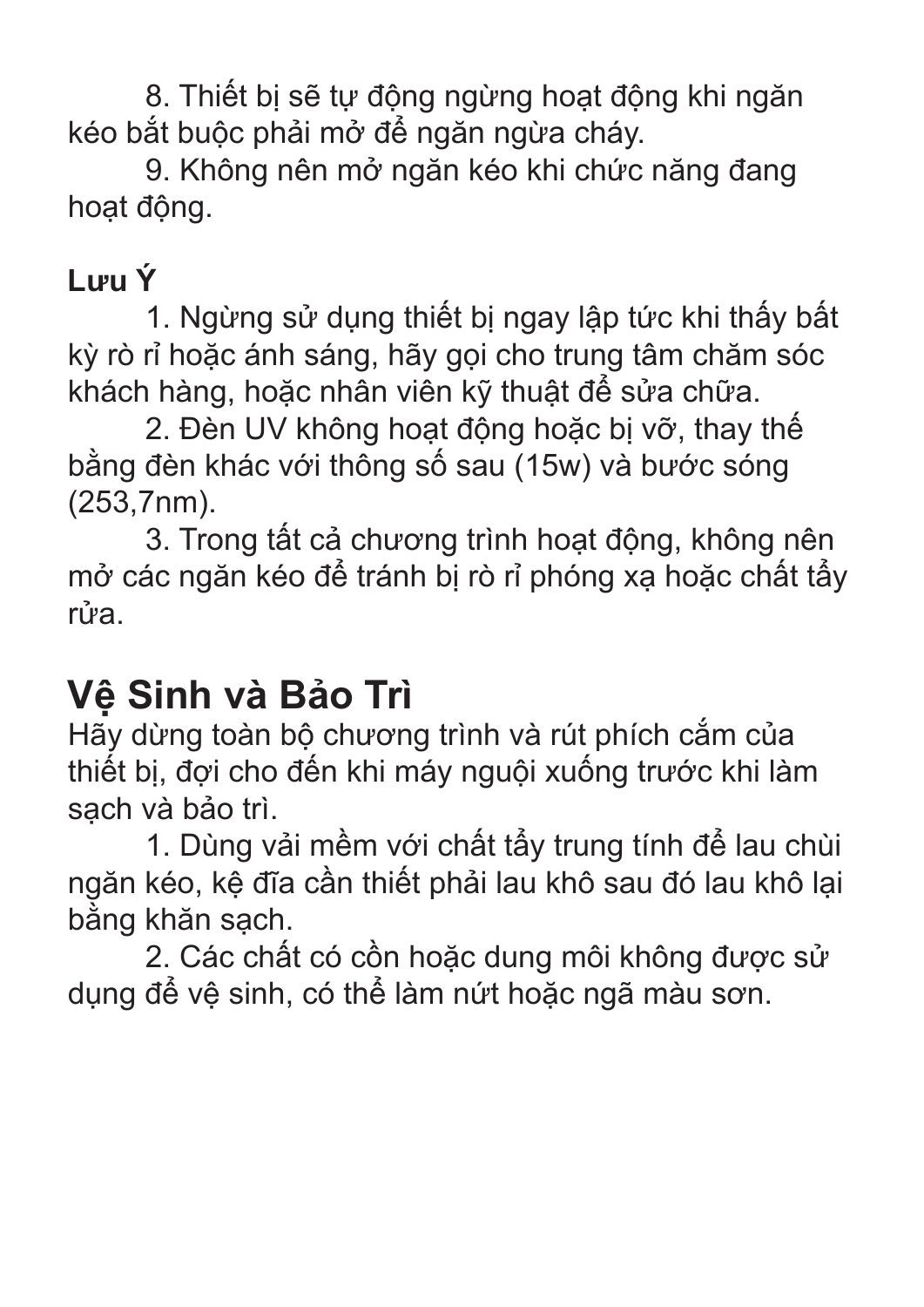8. Thiết bị sẽ tự động ngừng hoạt động khi ngăn kéo bắt buộc phải mở để ngăn ngừa cháy.

9. Không nên mở ngăn kéo khi chức năng đang hoạt động.

**Lưu Ý**

1. Ngừng sử dụng thiết bị ngay lập tức khi thấy bất kỳ rò rỉ hoặc ánh sáng, hãy gọi cho trung tâm chăm sóc khách hàng, hoặc nhân viên kỹ thuật để sửa chữa.

2. Đèn UV không hoạt động hoặc bị vỡ, thay thế bằng đèn khác với thông số sau (15w) và bước sóng (253,7nm).

3. Trong tất cả chương trình hoạt động, không nên mở các ngăn kéo để tránh bị rò rỉ phóng xạ hoặc chất tẩy rửa.

## Vệ Sinh và Bảo Trì

Hãy dừng toàn bộ chương trình và rút phích cắm của thiết bị, đợi cho đến khi máy nguội xuống trước khi làm sạch và bảo trì.

1. Dùng vải mềm với chất tẩy trung tính để lau chùi ngăn kéo, kệ đĩa cần thiết phải lau khô sau đó lau khô lại bằng khăn sạch.

2. Các chất có cồn hoặc dung môi không được sử dụng để vệ sinh, có thể làm nứt hoặc ngã màu sơn.